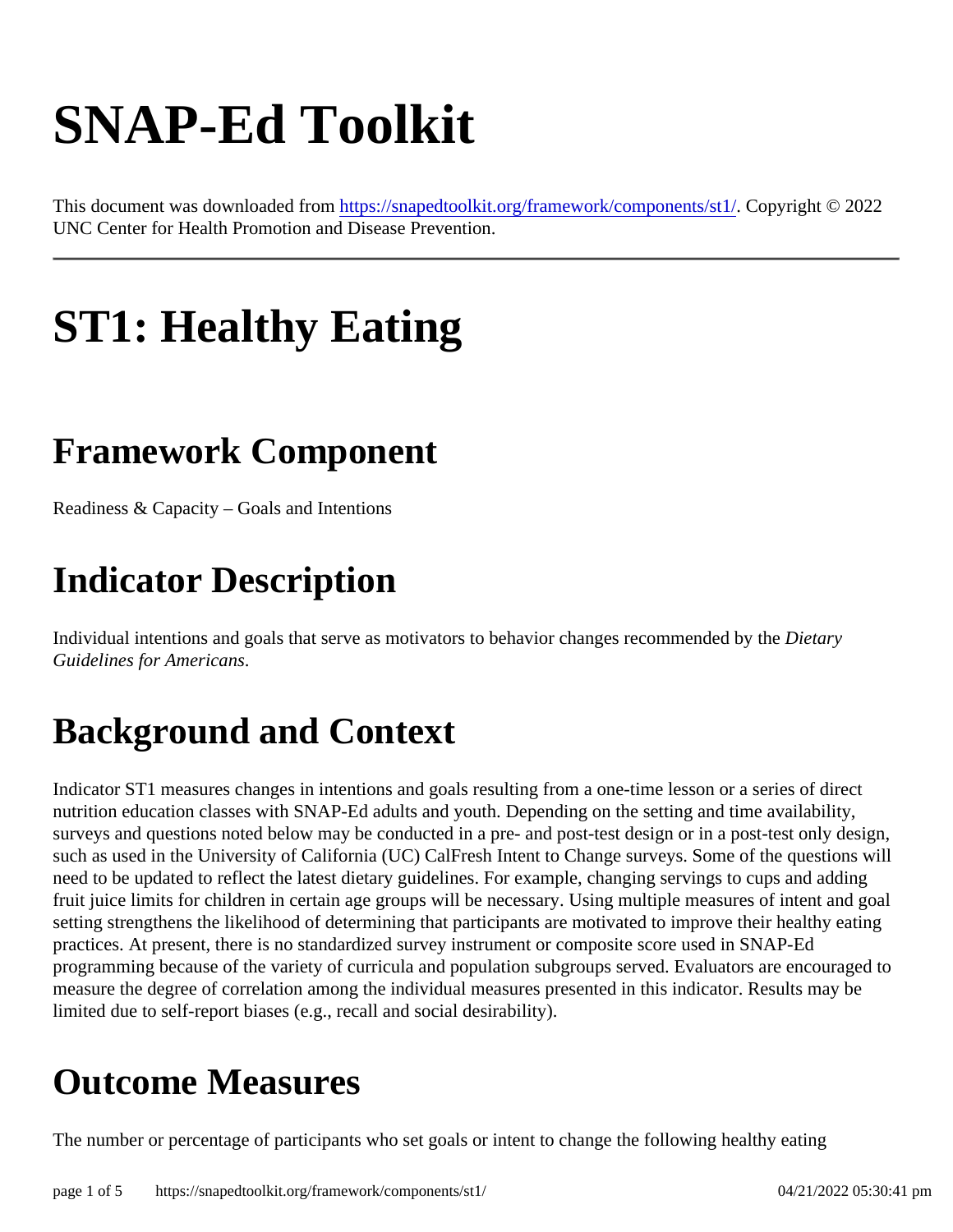# SNAP-Ed Toolkit

This document was downloaded from https://snapedtoolkit.org/framework/components/st1/. Copyright © 2022 UNC Center for Health Promotion and Disease Prevention.

---

# ST1: Healthy Eating

## Framework Component

Readiness & Capacity – Goals and Intentions

## Indicator Description

Individual intentions and goals that serve as motivators to behavior changes recommended by the *Dietary Guidelines for Americans*.

## Background and Context

Indicator ST1 measures changes in intentions and goals resulting from a one-time lesson or a series of direct nutrition education classes with SNAP-Ed adults and youth. Depending on the setting and time availability, surveys and questions noted below may be conducted in a pre- and post-test design or in a post-test only design, such as used in the University of California (UC) CalFresh Intent to Change surveys. Some of the questions will need to be updated to reflect the latest dietary guidelines. For example, changing servings to cups and adding fruit juice limits for children in certain age groups will be necessary. Using multiple measures of intent and goal setting strengthens the likelihood of determining that participants are motivated to improve their healthy eating practices. At present, there is no standardized survey instrument or composite score used in SNAP-Ed programming because of the variety of curricula and population subgroups served. Evaluators are encouraged to measure the degree of correlation among the individual measures presented in this indicator. Results may be limited due to self-report biases (e.g., recall and social desirability).

## Outcome Measures

The number or percentage of participants who set goals or intent to change the following healthy eating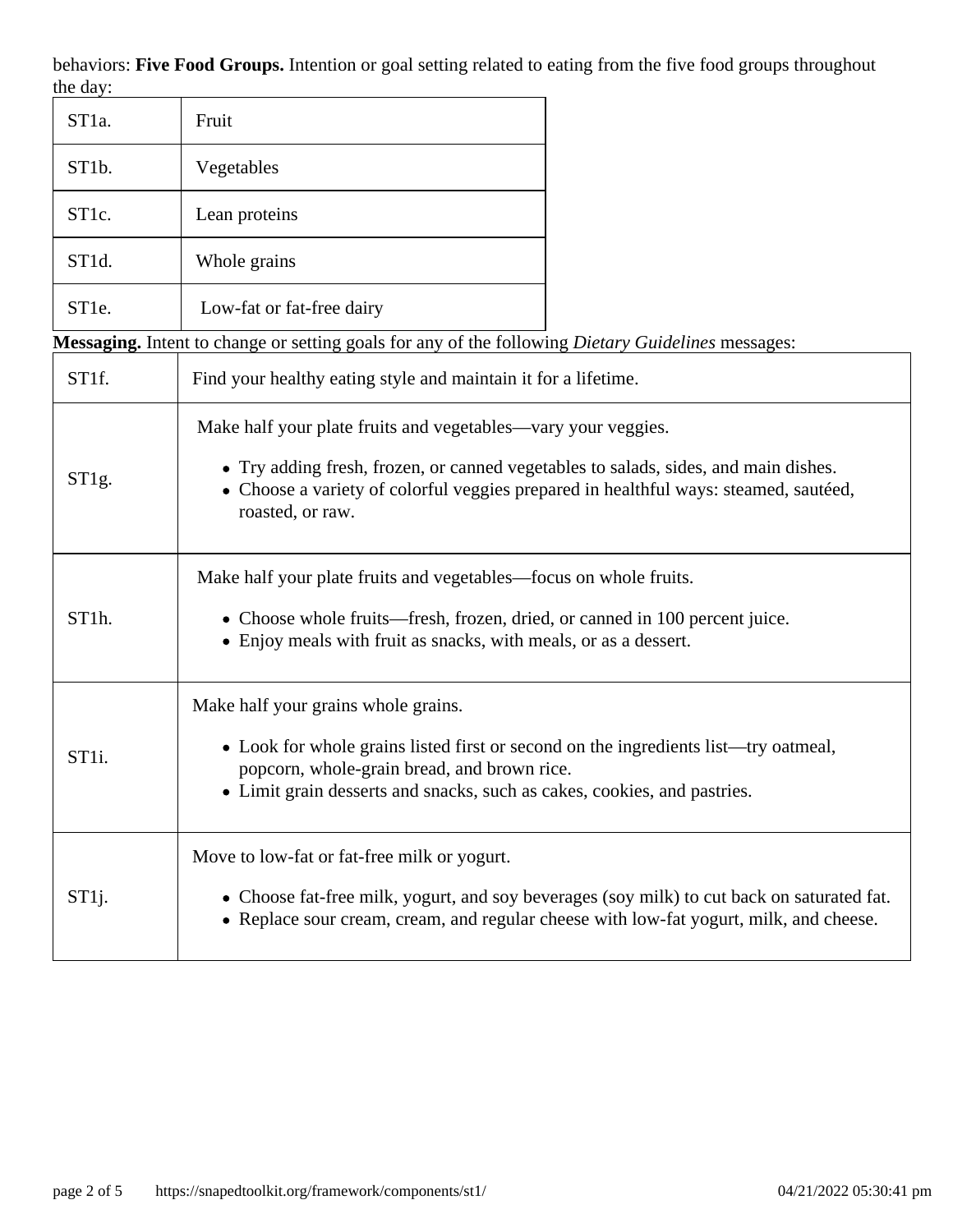behaviors: **Five Food Groups.** Intention or goal setting related to eating from the five food groups throughout the day:

| | |
|---|---|
| ST1a. | Fruit |
| ST1b. | Vegetables |
| ST1c. | Lean proteins |
| ST1d. | Whole grains |
| ST1e. | Low-fat or fat-free dairy |

**Messaging.** Intent to change or setting goals for any of the following *Dietary Guidelines* messages:

| | |
|---|---|
| ST1f. | Find your healthy eating style and maintain it for a lifetime. |
| ST1g. | Make half your plate fruits and vegetables—vary your veggies.<br>• Try adding fresh, frozen, or canned vegetables to salads, sides, and main dishes.<br>• Choose a variety of colorful veggies prepared in healthful ways: steamed, sautéed, roasted, or raw. |
| ST1h. | Make half your plate fruits and vegetables—focus on whole fruits.<br>• Choose whole fruits—fresh, frozen, dried, or canned in 100 percent juice.<br>• Enjoy meals with fruit as snacks, with meals, or as a dessert. |
| ST1i. | Make half your grains whole grains.<br>• Look for whole grains listed first or second on the ingredients list—try oatmeal, popcorn, whole-grain bread, and brown rice.<br>• Limit grain desserts and snacks, such as cakes, cookies, and pastries. |
| ST1j. | Move to low-fat or fat-free milk or yogurt.<br>• Choose fat-free milk, yogurt, and soy beverages (soy milk) to cut back on saturated fat.<br>• Replace sour cream, cream, and regular cheese with low-fat yogurt, milk, and cheese. |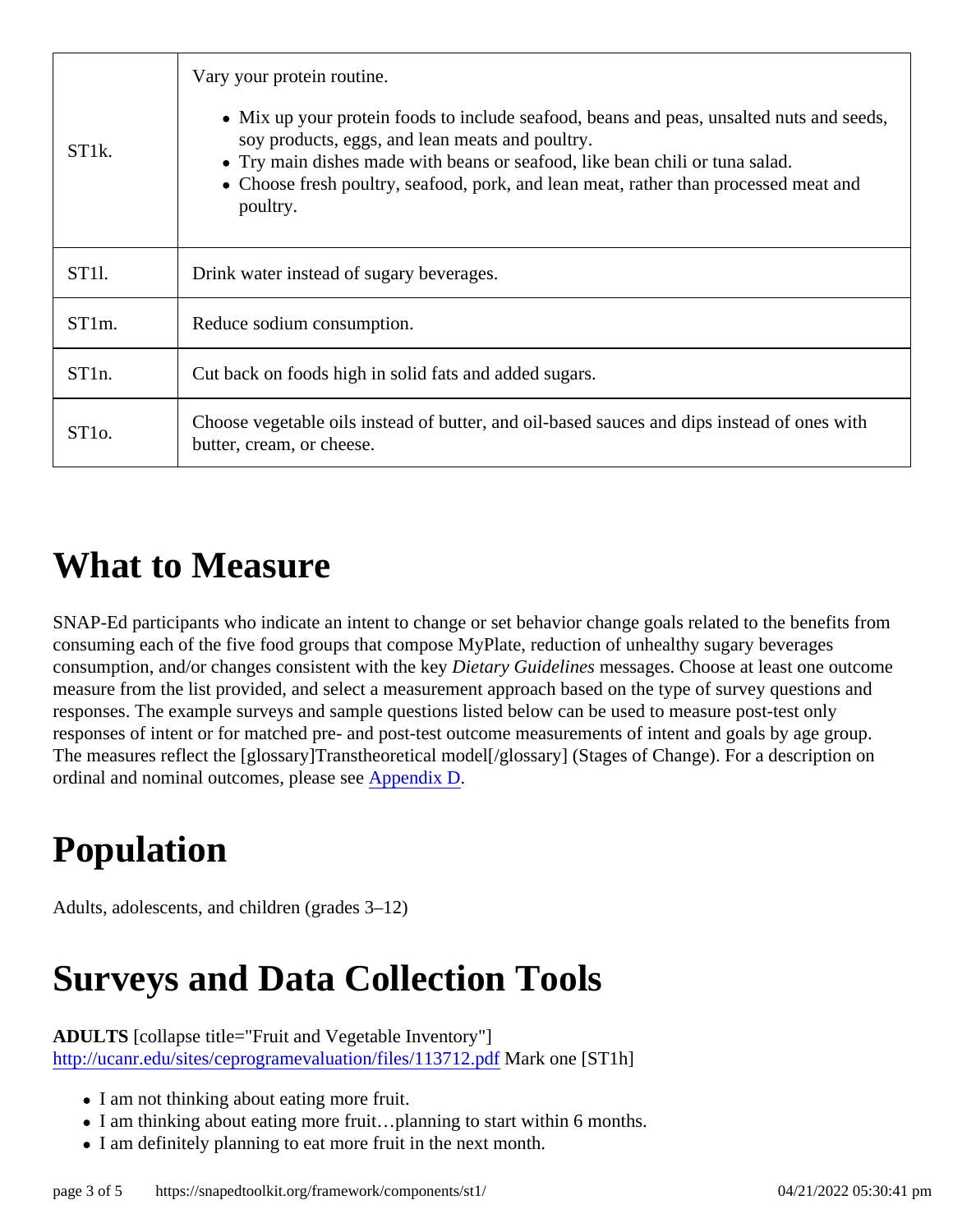| | |
|---|---|
| ST1k. | Vary your protein routine.<br><br>• Mix up your protein foods to include seafood, beans and peas, unsalted nuts and seeds, soy products, eggs, and lean meats and poultry.<br>• Try main dishes made with beans or seafood, like bean chili or tuna salad.<br>• Choose fresh poultry, seafood, pork, and lean meat, rather than processed meat and poultry. |
| ST1l. | Drink water instead of sugary beverages. |
| ST1m. | Reduce sodium consumption. |
| ST1n. | Cut back on foods high in solid fats and added sugars. |
| ST1o. | Choose vegetable oils instead of butter, and oil-based sauces and dips instead of ones with butter, cream, or cheese. |

# What to Measure

SNAP-Ed participants who indicate an intent to change or set behavior change goals related to the benefits from consuming each of the five food groups that compose MyPlate, reduction of unhealthy sugary beverages consumption, and/or changes consistent with the key *Dietary Guidelines* messages. Choose at least one outcome measure from the list provided, and select a measurement approach based on the type of survey questions and responses. The example surveys and sample questions listed below can be used to measure post-test only responses of intent or for matched pre- and post-test outcome measurements of intent and goals by age group. The measures reflect the [glossary]Transtheoretical model[/glossary] (Stages of Change). For a description on ordinal and nominal outcomes, please see Appendix D.

# Population

Adults, adolescents, and children (grades 3–12)

# Surveys and Data Collection Tools

**ADULTS** [collapse title="Fruit and Vegetable Inventory"] http://ucanr.edu/sites/ceprogramevaluation/files/113712.pdf Mark one [ST1h]

- I am not thinking about eating more fruit.
- I am thinking about eating more fruit…planning to start within 6 months.
- I am definitely planning to eat more fruit in the next month.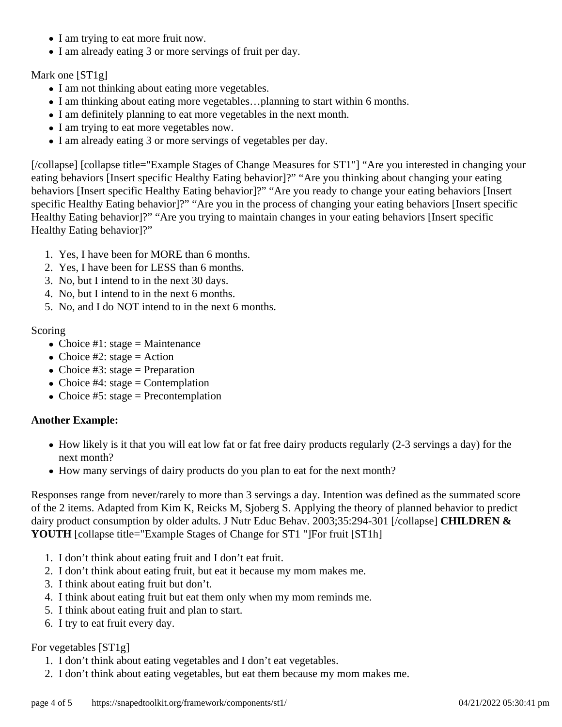- I am trying to eat more fruit now.
- I am already eating 3 or more servings of fruit per day.

Mark one [ST1g]

- I am not thinking about eating more vegetables.
- I am thinking about eating more vegetables…planning to start within 6 months.
- I am definitely planning to eat more vegetables in the next month.
- I am trying to eat more vegetables now.
- I am already eating 3 or more servings of vegetables per day.

[/collapse] [collapse title="Example Stages of Change Measures for ST1"] “Are you interested in changing your eating behaviors [Insert specific Healthy Eating behavior]?” “Are you thinking about changing your eating behaviors [Insert specific Healthy Eating behavior]?” “Are you ready to change your eating behaviors [Insert specific Healthy Eating behavior]?” “Are you in the process of changing your eating behaviors [Insert specific Healthy Eating behavior]?” “Are you trying to maintain changes in your eating behaviors [Insert specific Healthy Eating behavior]?”

1. Yes, I have been for MORE than 6 months.
2. Yes, I have been for LESS than 6 months.
3. No, but I intend to in the next 30 days.
4. No, but I intend to in the next 6 months.
5. No, and I do NOT intend to in the next 6 months.

Scoring

- Choice #1: stage = Maintenance
- Choice #2: stage = Action
- Choice #3: stage = Preparation
- Choice #4: stage = Contemplation
- Choice #5: stage = Precontemplation

**Another Example:**

- How likely is it that you will eat low fat or fat free dairy products regularly (2-3 servings a day) for the next month?
- How many servings of dairy products do you plan to eat for the next month?

Responses range from never/rarely to more than 3 servings a day. Intention was defined as the summated score of the 2 items. Adapted from Kim K, Reicks M, Sjoberg S. Applying the theory of planned behavior to predict dairy product consumption by older adults. J Nutr Educ Behav. 2003;35:294-301 [/collapse] **CHILDREN & YOUTH** [collapse title="Example Stages of Change for ST1 "]For fruit [ST1h]

1. I don’t think about eating fruit and I don’t eat fruit.
2. I don’t think about eating fruit, but eat it because my mom makes me.
3. I think about eating fruit but don’t.
4. I think about eating fruit but eat them only when my mom reminds me.
5. I think about eating fruit and plan to start.
6. I try to eat fruit every day.

For vegetables [ST1g]

1. I don’t think about eating vegetables and I don’t eat vegetables.
2. I don’t think about eating vegetables, but eat them because my mom makes me.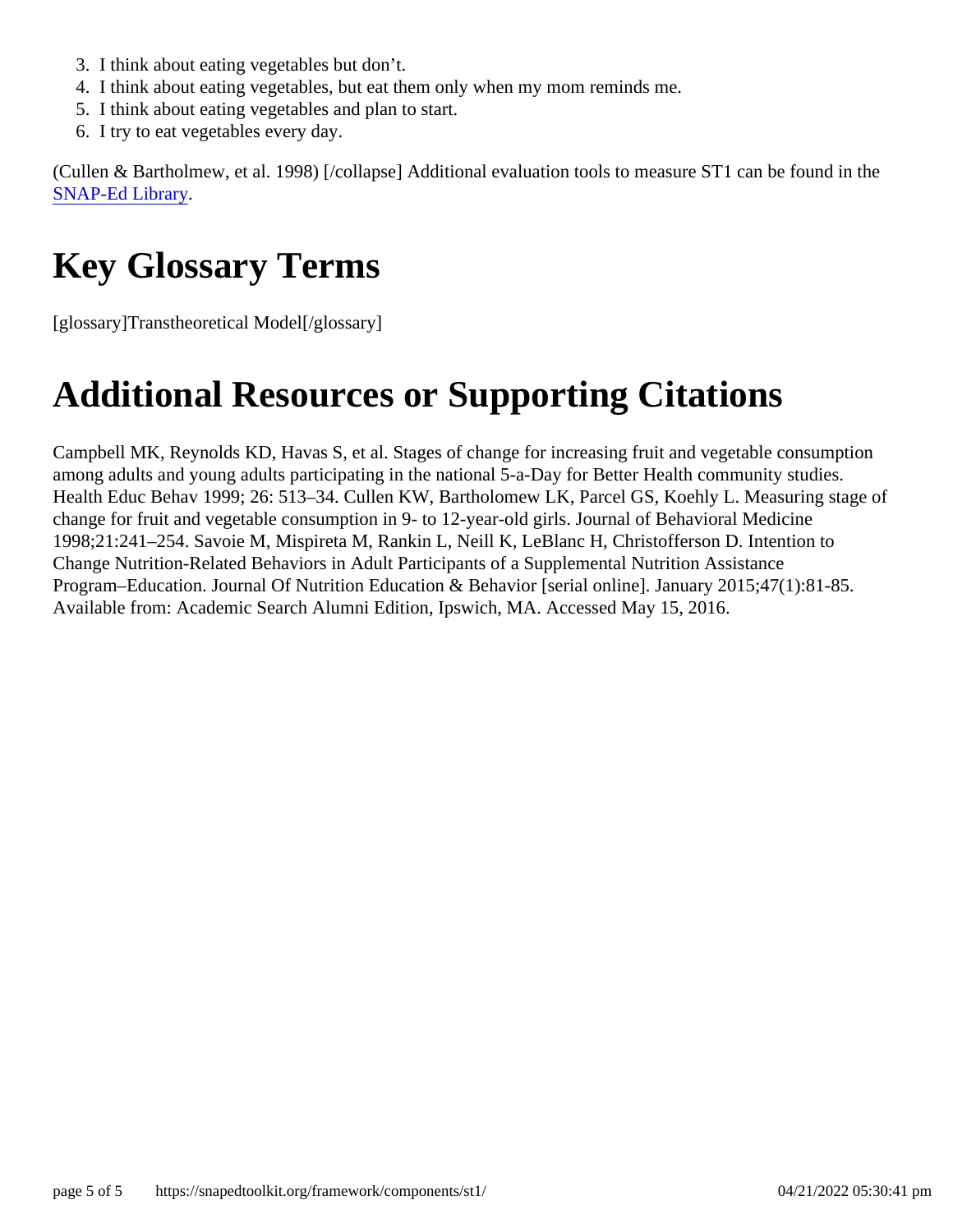3. I think about eating vegetables but don't.
4. I think about eating vegetables, but eat them only when my mom reminds me.
5. I think about eating vegetables and plan to start.
6. I try to eat vegetables every day.

(Cullen & Bartholmew, et al. 1998) [/collapse] Additional evaluation tools to measure ST1 can be found in the SNAP-Ed Library.

# Key Glossary Terms

[glossary]Transtheoretical Model[/glossary]

# Additional Resources or Supporting Citations

Campbell MK, Reynolds KD, Havas S, et al. Stages of change for increasing fruit and vegetable consumption among adults and young adults participating in the national 5-a-Day for Better Health community studies. Health Educ Behav 1999; 26: 513–34. Cullen KW, Bartholomew LK, Parcel GS, Koehly L. Measuring stage of change for fruit and vegetable consumption in 9- to 12-year-old girls. Journal of Behavioral Medicine 1998;21:241–254. Savoie M, Mispireta M, Rankin L, Neill K, LeBlanc H, Christofferson D. Intention to Change Nutrition-Related Behaviors in Adult Participants of a Supplemental Nutrition Assistance Program–Education. Journal Of Nutrition Education & Behavior [serial online]. January 2015;47(1):81-85. Available from: Academic Search Alumni Edition, Ipswich, MA. Accessed May 15, 2016.